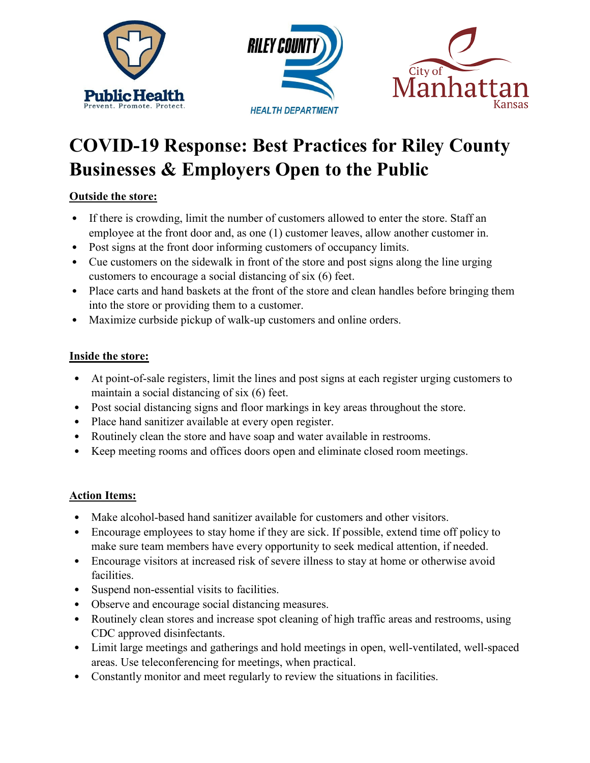# COVID-19 Response: Best Practices for Riley County Businesses & Employers Open to the Public

**Outside the store:**

- If there is crowding, limit the number of customers allowed to enter the store. Staff an employee at the front door and, as one (1) customer leaves, allow another customer in.
- Post signs at the front door informing customers of occupancy limits.
- Cue customers on the sidewalk in front of the store and post signs along the line urging customers to encourage a social distancing of six (6) feet.
- Place carts and hand baskets at the front of the store and clean handles before bringing them into the store or providing them to a customer.
- Maximize curbside pickup of walk-up customers and online orders.

**Inside the store:**

- At point-of-sale registers, limit the lines and post signs at each register urging customers to maintain a social distancing of six (6) feet.
- Post social distancing signs and floor markings in key areas throughout the store.
- Place hand sanitizer available at every open register.
- Routinely clean the store and have soap and water available in restrooms.
- Keep meeting rooms and offices doors open and eliminate closed room meetings.

**Action Items:**

- Make alcohol-based hand sanitizer available for customers and other visitors.
- Encourage employees to stay home if they are sick. If possible, extend time off policy to make sure team members have every opportunity to seek medical attention, if needed.
- Encourage visitors at increased risk of severe illness to stay at home or otherwise avoid facilities.
- Suspend non-essential visits to facilities.
- Observe and encourage social distancing measures.
- Routinely clean stores and increase spot cleaning of high traffic areas and restrooms, using CDC approved disinfectants.
- Limit large meetings and gatherings and hold meetings in open, well-ventilated, well-spaced areas. Use teleconferencing for meetings, when practical.
- Constantly monitor and meet regularly to review the situations in facilities.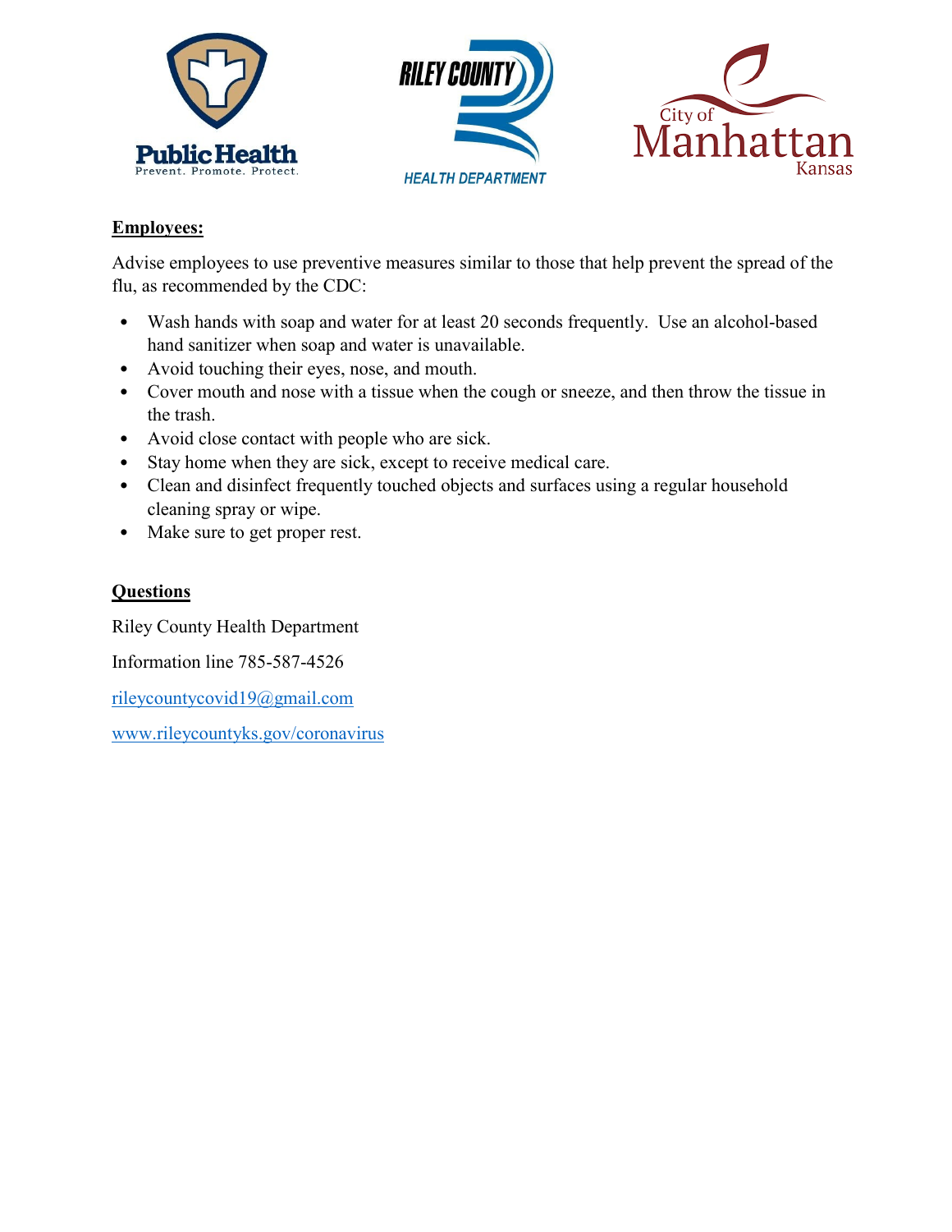**Employees:**

Advise employees to use preventive measures similar to those that help prevent the spread of the flu, as recommended by the CDC:

- Wash hands with soap and water for at least 20 seconds frequently.  Use an alcohol-based hand sanitizer when soap and water is unavailable.
- Avoid touching their eyes, nose, and mouth.
- Cover mouth and nose with a tissue when the cough or sneeze, and then throw the tissue in the trash.
- Avoid close contact with people who are sick.
- Stay home when they are sick, except to receive medical care.
- Clean and disinfect frequently touched objects and surfaces using a regular household cleaning spray or wipe.
- Make sure to get proper rest.

**Questions**

Riley County Health Department

Information line 785-587-4526

rileycountycovid19@gmail.com

www.rileycountyks.gov/coronavirus